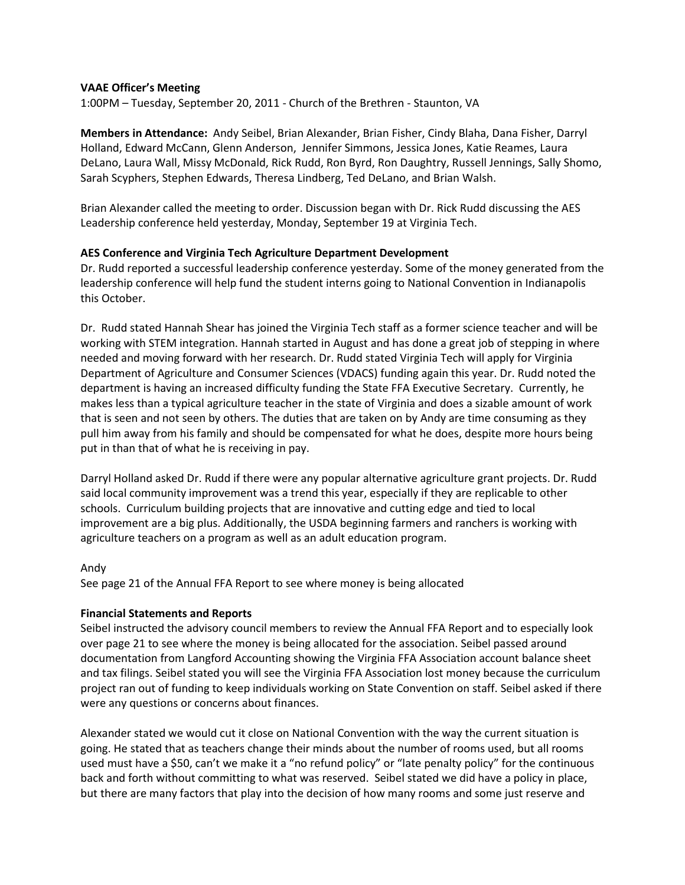**VAAE Officer's Meeting**

1:00PM – Tuesday, September 20, 2011 - Church of the Brethren - Staunton, VA

**Members in Attendance:** Andy Seibel, Brian Alexander, Brian Fisher, Cindy Blaha, Dana Fisher, Darryl Holland, Edward McCann, Glenn Anderson, Jennifer Simmons, Jessica Jones, Katie Reames, Laura DeLano, Laura Wall, Missy McDonald, Rick Rudd, Ron Byrd, Ron Daughtry, Russell Jennings, Sally Shomo, Sarah Scyphers, Stephen Edwards, Theresa Lindberg, Ted DeLano, and Brian Walsh.

Brian Alexander called the meeting to order. Discussion began with Dr. Rick Rudd discussing the AES Leadership conference held yesterday, Monday, September 19 at Virginia Tech.

**AES Conference and Virginia Tech Agriculture Department Development**

Dr. Rudd reported a successful leadership conference yesterday. Some of the money generated from the leadership conference will help fund the student interns going to National Convention in Indianapolis this October.

Dr. Rudd stated Hannah Shear has joined the Virginia Tech staff as a former science teacher and will be working with STEM integration. Hannah started in August and has done a great job of stepping in where needed and moving forward with her research. Dr. Rudd stated Virginia Tech will apply for Virginia Department of Agriculture and Consumer Sciences (VDACS) funding again this year. Dr. Rudd noted the department is having an increased difficulty funding the State FFA Executive Secretary. Currently, he makes less than a typical agriculture teacher in the state of Virginia and does a sizable amount of work that is seen and not seen by others. The duties that are taken on by Andy are time consuming as they pull him away from his family and should be compensated for what he does, despite more hours being put in than that of what he is receiving in pay.

Darryl Holland asked Dr. Rudd if there were any popular alternative agriculture grant projects. Dr. Rudd said local community improvement was a trend this year, especially if they are replicable to other schools. Curriculum building projects that are innovative and cutting edge and tied to local improvement are a big plus. Additionally, the USDA beginning farmers and ranchers is working with agriculture teachers on a program as well as an adult education program.

Andy

See page 21 of the Annual FFA Report to see where money is being allocated

**Financial Statements and Reports**

Seibel instructed the advisory council members to review the Annual FFA Report and to especially look over page 21 to see where the money is being allocated for the association. Seibel passed around documentation from Langford Accounting showing the Virginia FFA Association account balance sheet and tax filings. Seibel stated you will see the Virginia FFA Association lost money because the curriculum project ran out of funding to keep individuals working on State Convention on staff. Seibel asked if there were any questions or concerns about finances.

Alexander stated we would cut it close on National Convention with the way the current situation is going. He stated that as teachers change their minds about the number of rooms used, but all rooms used must have a $50, can't we make it a "no refund policy" or "late penalty policy" for the continuous back and forth without committing to what was reserved. Seibel stated we did have a policy in place, but there are many factors that play into the decision of how many rooms and some just reserve and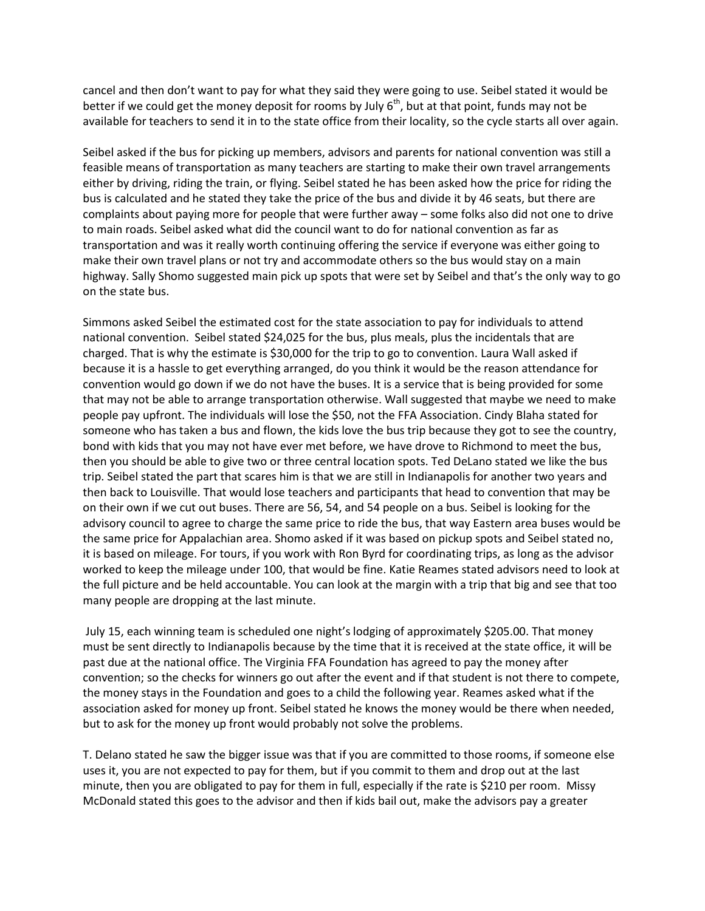cancel and then don't want to pay for what they said they were going to use. Seibel stated it would be better if we could get the money deposit for rooms by July 6th, but at that point, funds may not be available for teachers to send it in to the state office from their locality, so the cycle starts all over again.

Seibel asked if the bus for picking up members, advisors and parents for national convention was still a feasible means of transportation as many teachers are starting to make their own travel arrangements either by driving, riding the train, or flying. Seibel stated he has been asked how the price for riding the bus is calculated and he stated they take the price of the bus and divide it by 46 seats, but there are complaints about paying more for people that were further away – some folks also did not one to drive to main roads. Seibel asked what did the council want to do for national convention as far as transportation and was it really worth continuing offering the service if everyone was either going to make their own travel plans or not try and accommodate others so the bus would stay on a main highway. Sally Shomo suggested main pick up spots that were set by Seibel and that's the only way to go on the state bus.

Simmons asked Seibel the estimated cost for the state association to pay for individuals to attend national convention. Seibel stated $24,025 for the bus, plus meals, plus the incidentals that are charged. That is why the estimate is $30,000 for the trip to go to convention. Laura Wall asked if because it is a hassle to get everything arranged, do you think it would be the reason attendance for convention would go down if we do not have the buses. It is a service that is being provided for some that may not be able to arrange transportation otherwise. Wall suggested that maybe we need to make people pay upfront. The individuals will lose the $50, not the FFA Association. Cindy Blaha stated for someone who has taken a bus and flown, the kids love the bus trip because they got to see the country, bond with kids that you may not have ever met before, we have drove to Richmond to meet the bus, then you should be able to give two or three central location spots. Ted DeLano stated we like the bus trip. Seibel stated the part that scares him is that we are still in Indianapolis for another two years and then back to Louisville. That would lose teachers and participants that head to convention that may be on their own if we cut out buses. There are 56, 54, and 54 people on a bus. Seibel is looking for the advisory council to agree to charge the same price to ride the bus, that way Eastern area buses would be the same price for Appalachian area. Shomo asked if it was based on pickup spots and Seibel stated no, it is based on mileage. For tours, if you work with Ron Byrd for coordinating trips, as long as the advisor worked to keep the mileage under 100, that would be fine. Katie Reames stated advisors need to look at the full picture and be held accountable. You can look at the margin with a trip that big and see that too many people are dropping at the last minute.

July 15, each winning team is scheduled one night's lodging of approximately $205.00. That money must be sent directly to Indianapolis because by the time that it is received at the state office, it will be past due at the national office. The Virginia FFA Foundation has agreed to pay the money after convention; so the checks for winners go out after the event and if that student is not there to compete, the money stays in the Foundation and goes to a child the following year. Reames asked what if the association asked for money up front. Seibel stated he knows the money would be there when needed, but to ask for the money up front would probably not solve the problems.

T. Delano stated he saw the bigger issue was that if you are committed to those rooms, if someone else uses it, you are not expected to pay for them, but if you commit to them and drop out at the last minute, then you are obligated to pay for them in full, especially if the rate is $210 per room. Missy McDonald stated this goes to the advisor and then if kids bail out, make the advisors pay a greater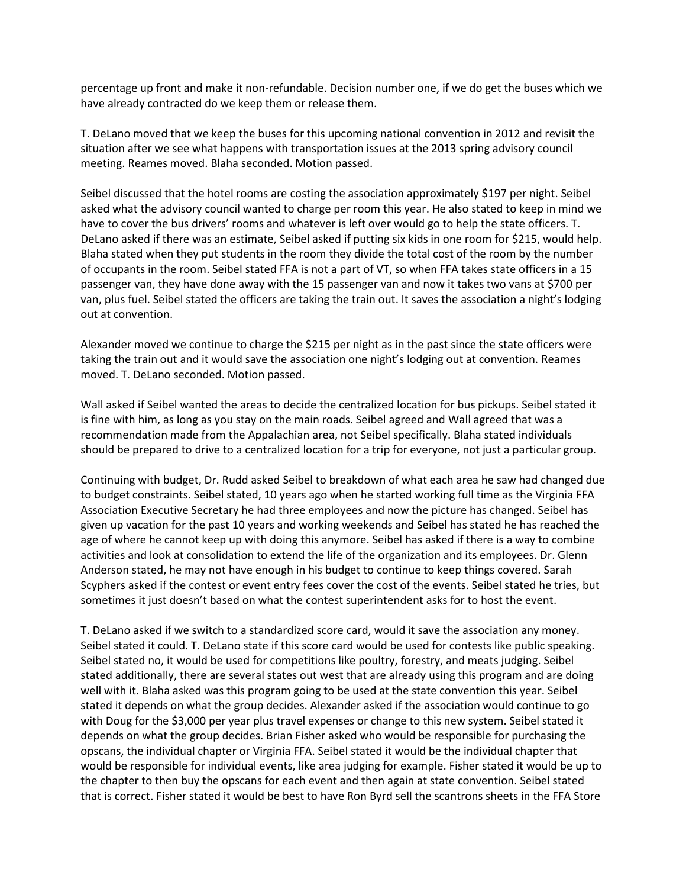percentage up front and make it non-refundable. Decision number one, if we do get the buses which we have already contracted do we keep them or release them.

T. DeLano moved that we keep the buses for this upcoming national convention in 2012 and revisit the situation after we see what happens with transportation issues at the 2013 spring advisory council meeting. Reames moved. Blaha seconded. Motion passed.

Seibel discussed that the hotel rooms are costing the association approximately $197 per night. Seibel asked what the advisory council wanted to charge per room this year. He also stated to keep in mind we have to cover the bus drivers' rooms and whatever is left over would go to help the state officers. T. DeLano asked if there was an estimate, Seibel asked if putting six kids in one room for $215, would help. Blaha stated when they put students in the room they divide the total cost of the room by the number of occupants in the room. Seibel stated FFA is not a part of VT, so when FFA takes state officers in a 15 passenger van, they have done away with the 15 passenger van and now it takes two vans at $700 per van, plus fuel. Seibel stated the officers are taking the train out. It saves the association a night's lodging out at convention.

Alexander moved we continue to charge the $215 per night as in the past since the state officers were taking the train out and it would save the association one night's lodging out at convention. Reames moved. T. DeLano seconded. Motion passed.

Wall asked if Seibel wanted the areas to decide the centralized location for bus pickups. Seibel stated it is fine with him, as long as you stay on the main roads. Seibel agreed and Wall agreed that was a recommendation made from the Appalachian area, not Seibel specifically. Blaha stated individuals should be prepared to drive to a centralized location for a trip for everyone, not just a particular group.

Continuing with budget, Dr. Rudd asked Seibel to breakdown of what each area he saw had changed due to budget constraints. Seibel stated, 10 years ago when he started working full time as the Virginia FFA Association Executive Secretary he had three employees and now the picture has changed. Seibel has given up vacation for the past 10 years and working weekends and Seibel has stated he has reached the age of where he cannot keep up with doing this anymore. Seibel has asked if there is a way to combine activities and look at consolidation to extend the life of the organization and its employees. Dr. Glenn Anderson stated, he may not have enough in his budget to continue to keep things covered. Sarah Scyphers asked if the contest or event entry fees cover the cost of the events. Seibel stated he tries, but sometimes it just doesn't based on what the contest superintendent asks for to host the event.

T. DeLano asked if we switch to a standardized score card, would it save the association any money. Seibel stated it could. T. DeLano state if this score card would be used for contests like public speaking. Seibel stated no, it would be used for competitions like poultry, forestry, and meats judging. Seibel stated additionally, there are several states out west that are already using this program and are doing well with it. Blaha asked was this program going to be used at the state convention this year. Seibel stated it depends on what the group decides. Alexander asked if the association would continue to go with Doug for the $3,000 per year plus travel expenses or change to this new system. Seibel stated it depends on what the group decides. Brian Fisher asked who would be responsible for purchasing the opscans, the individual chapter or Virginia FFA. Seibel stated it would be the individual chapter that would be responsible for individual events, like area judging for example. Fisher stated it would be up to the chapter to then buy the opscans for each event and then again at state convention. Seibel stated that is correct. Fisher stated it would be best to have Ron Byrd sell the scantrons sheets in the FFA Store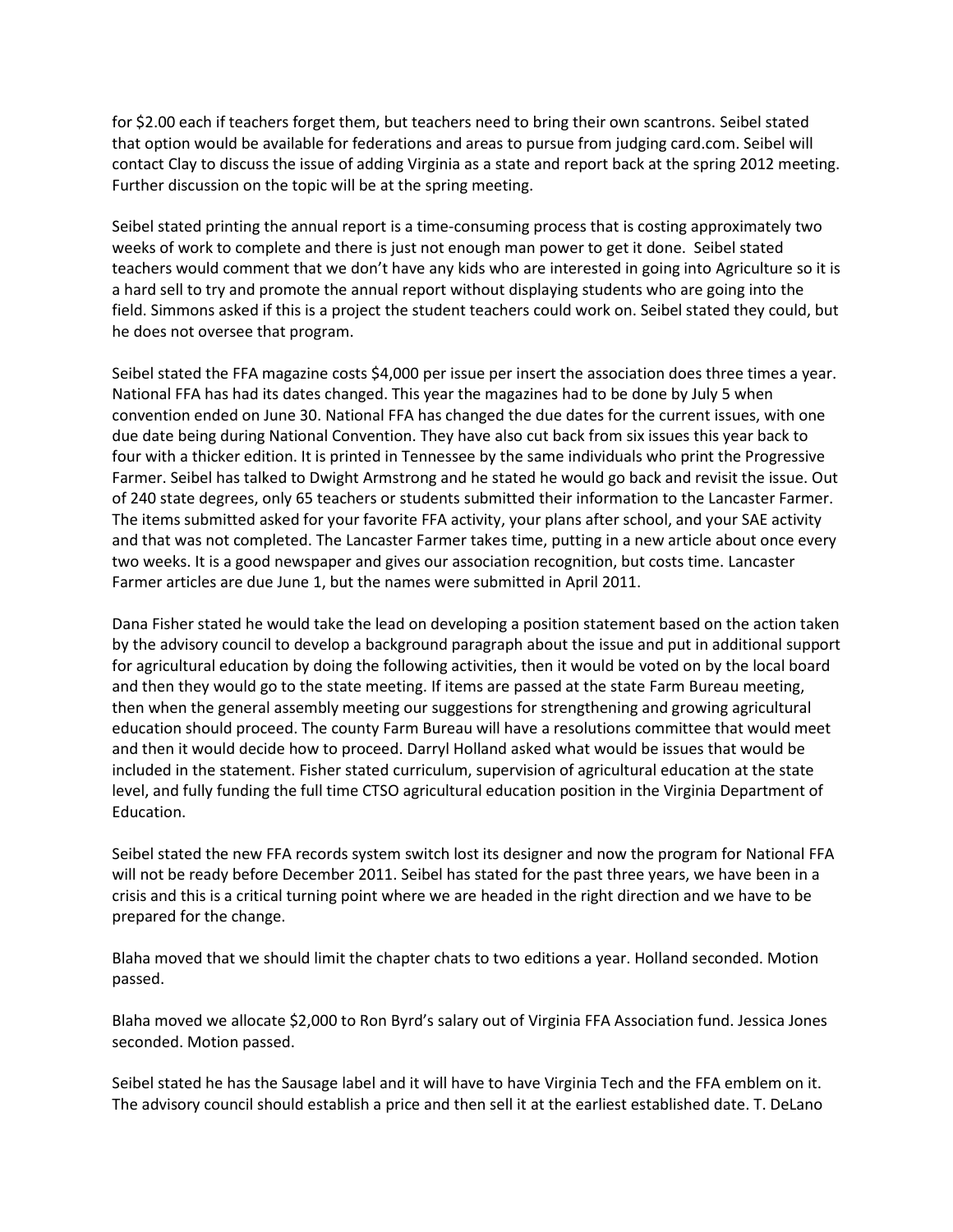for $2.00 each if teachers forget them, but teachers need to bring their own scantrons. Seibel stated that option would be available for federations and areas to pursue from judging card.com. Seibel will contact Clay to discuss the issue of adding Virginia as a state and report back at the spring 2012 meeting. Further discussion on the topic will be at the spring meeting.

Seibel stated printing the annual report is a time-consuming process that is costing approximately two weeks of work to complete and there is just not enough man power to get it done. Seibel stated teachers would comment that we don't have any kids who are interested in going into Agriculture so it is a hard sell to try and promote the annual report without displaying students who are going into the field. Simmons asked if this is a project the student teachers could work on. Seibel stated they could, but he does not oversee that program.

Seibel stated the FFA magazine costs $4,000 per issue per insert the association does three times a year. National FFA has had its dates changed. This year the magazines had to be done by July 5 when convention ended on June 30. National FFA has changed the due dates for the current issues, with one due date being during National Convention. They have also cut back from six issues this year back to four with a thicker edition. It is printed in Tennessee by the same individuals who print the Progressive Farmer. Seibel has talked to Dwight Armstrong and he stated he would go back and revisit the issue. Out of 240 state degrees, only 65 teachers or students submitted their information to the Lancaster Farmer. The items submitted asked for your favorite FFA activity, your plans after school, and your SAE activity and that was not completed. The Lancaster Farmer takes time, putting in a new article about once every two weeks. It is a good newspaper and gives our association recognition, but costs time. Lancaster Farmer articles are due June 1, but the names were submitted in April 2011.

Dana Fisher stated he would take the lead on developing a position statement based on the action taken by the advisory council to develop a background paragraph about the issue and put in additional support for agricultural education by doing the following activities, then it would be voted on by the local board and then they would go to the state meeting. If items are passed at the state Farm Bureau meeting, then when the general assembly meeting our suggestions for strengthening and growing agricultural education should proceed. The county Farm Bureau will have a resolutions committee that would meet and then it would decide how to proceed. Darryl Holland asked what would be issues that would be included in the statement. Fisher stated curriculum, supervision of agricultural education at the state level, and fully funding the full time CTSO agricultural education position in the Virginia Department of Education.

Seibel stated the new FFA records system switch lost its designer and now the program for National FFA will not be ready before December 2011. Seibel has stated for the past three years, we have been in a crisis and this is a critical turning point where we are headed in the right direction and we have to be prepared for the change.

Blaha moved that we should limit the chapter chats to two editions a year. Holland seconded. Motion passed.

Blaha moved we allocate $2,000 to Ron Byrd's salary out of Virginia FFA Association fund. Jessica Jones seconded. Motion passed.

Seibel stated he has the Sausage label and it will have to have Virginia Tech and the FFA emblem on it. The advisory council should establish a price and then sell it at the earliest established date. T. DeLano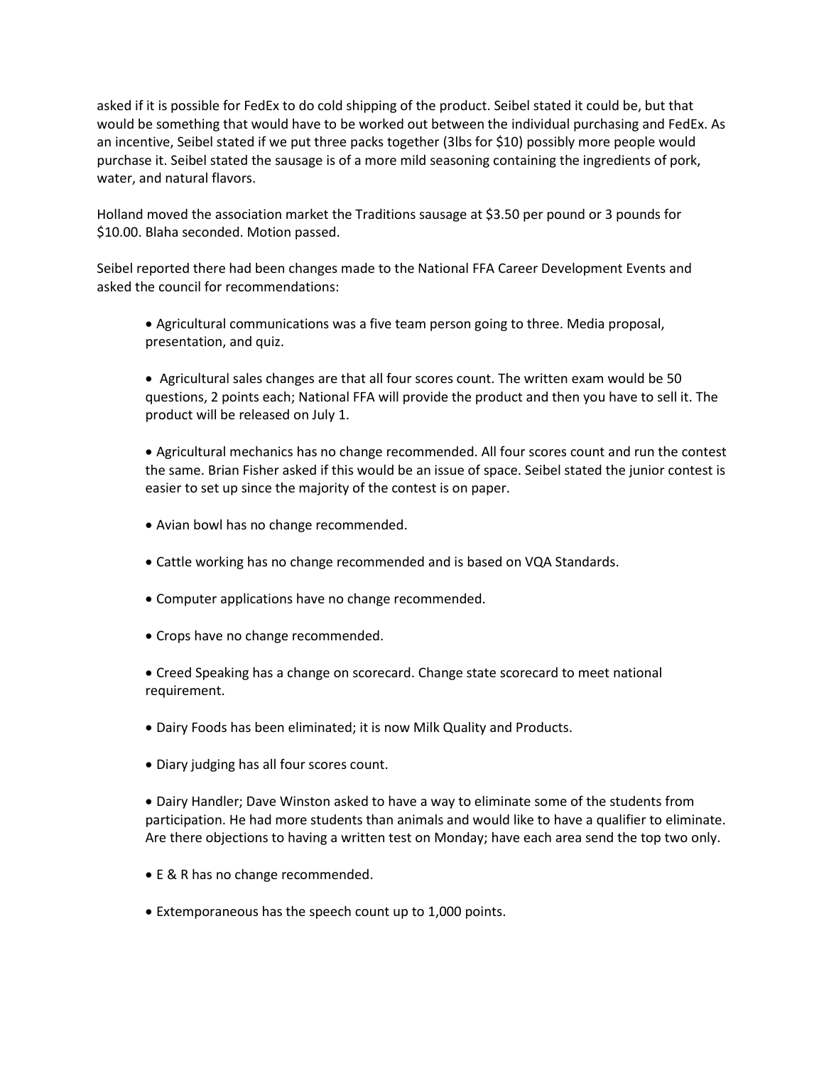asked if it is possible for FedEx to do cold shipping of the product. Seibel stated it could be, but that would be something that would have to be worked out between the individual purchasing and FedEx. As an incentive, Seibel stated if we put three packs together (3lbs for $10) possibly more people would purchase it. Seibel stated the sausage is of a more mild seasoning containing the ingredients of pork, water, and natural flavors.

Holland moved the association market the Traditions sausage at $3.50 per pound or 3 pounds for $10.00. Blaha seconded. Motion passed.

Seibel reported there had been changes made to the National FFA Career Development Events and asked the council for recommendations:

- Agricultural communications was a five team person going to three. Media proposal, presentation, and quiz.
- Agricultural sales changes are that all four scores count. The written exam would be 50 questions, 2 points each; National FFA will provide the product and then you have to sell it. The product will be released on July 1.
- Agricultural mechanics has no change recommended. All four scores count and run the contest the same. Brian Fisher asked if this would be an issue of space. Seibel stated the junior contest is easier to set up since the majority of the contest is on paper.
- Avian bowl has no change recommended.
- Cattle working has no change recommended and is based on VQA Standards.
- Computer applications have no change recommended.
- Crops have no change recommended.
- Creed Speaking has a change on scorecard. Change state scorecard to meet national requirement.
- Dairy Foods has been eliminated; it is now Milk Quality and Products.
- Diary judging has all four scores count.
- Dairy Handler; Dave Winston asked to have a way to eliminate some of the students from participation. He had more students than animals and would like to have a qualifier to eliminate. Are there objections to having a written test on Monday; have each area send the top two only.
- E & R has no change recommended.
- Extemporaneous has the speech count up to 1,000 points.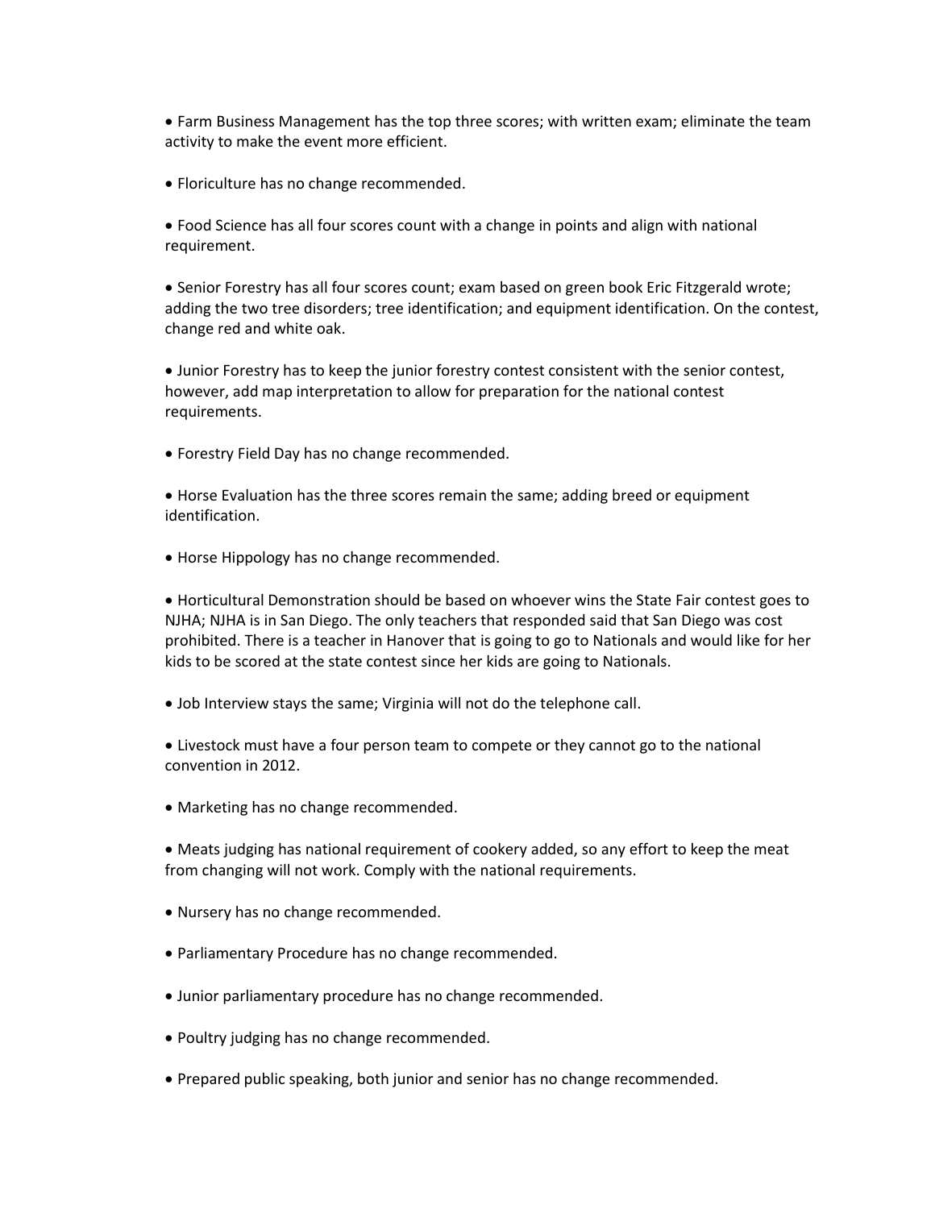- Farm Business Management has the top three scores; with written exam; eliminate the team activity to make the event more efficient.

- Floriculture has no change recommended.

- Food Science has all four scores count with a change in points and align with national requirement.

- Senior Forestry has all four scores count; exam based on green book Eric Fitzgerald wrote; adding the two tree disorders; tree identification; and equipment identification. On the contest, change red and white oak.

- Junior Forestry has to keep the junior forestry contest consistent with the senior contest, however, add map interpretation to allow for preparation for the national contest requirements.

- Forestry Field Day has no change recommended.

- Horse Evaluation has the three scores remain the same; adding breed or equipment identification.

- Horse Hippology has no change recommended.

- Horticultural Demonstration should be based on whoever wins the State Fair contest goes to NJHA; NJHA is in San Diego. The only teachers that responded said that San Diego was cost prohibited. There is a teacher in Hanover that is going to go to Nationals and would like for her kids to be scored at the state contest since her kids are going to Nationals.

- Job Interview stays the same; Virginia will not do the telephone call.

- Livestock must have a four person team to compete or they cannot go to the national convention in 2012.

- Marketing has no change recommended.

- Meats judging has national requirement of cookery added, so any effort to keep the meat from changing will not work. Comply with the national requirements.

- Nursery has no change recommended.

- Parliamentary Procedure has no change recommended.

- Junior parliamentary procedure has no change recommended.

- Poultry judging has no change recommended.

- Prepared public speaking, both junior and senior has no change recommended.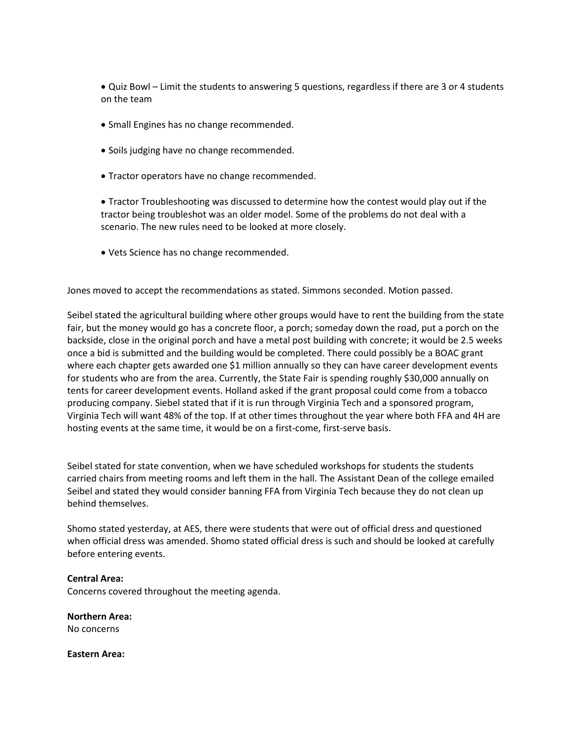- Quiz Bowl – Limit the students to answering 5 questions, regardless if there are 3 or 4 students on the team

- Small Engines has no change recommended.

- Soils judging have no change recommended.

- Tractor operators have no change recommended.

- Tractor Troubleshooting was discussed to determine how the contest would play out if the tractor being troubleshot was an older model. Some of the problems do not deal with a scenario. The new rules need to be looked at more closely.

- Vets Science has no change recommended.

Jones moved to accept the recommendations as stated. Simmons seconded. Motion passed.

Seibel stated the agricultural building where other groups would have to rent the building from the state fair, but the money would go has a concrete floor, a porch; someday down the road, put a porch on the backside, close in the original porch and have a metal post building with concrete; it would be 2.5 weeks once a bid is submitted and the building would be completed. There could possibly be a BOAC grant where each chapter gets awarded one $1 million annually so they can have career development events for students who are from the area. Currently, the State Fair is spending roughly $30,000 annually on tents for career development events. Holland asked if the grant proposal could come from a tobacco producing company. Siebel stated that if it is run through Virginia Tech and a sponsored program, Virginia Tech will want 48% of the top. If at other times throughout the year where both FFA and 4H are hosting events at the same time, it would be on a first-come, first-serve basis.

Seibel stated for state convention, when we have scheduled workshops for students the students carried chairs from meeting rooms and left them in the hall. The Assistant Dean of the college emailed Seibel and stated they would consider banning FFA from Virginia Tech because they do not clean up behind themselves.

Shomo stated yesterday, at AES, there were students that were out of official dress and questioned when official dress was amended. Shomo stated official dress is such and should be looked at carefully before entering events.

**Central Area:**
Concerns covered throughout the meeting agenda.

**Northern Area:**
No concerns

**Eastern Area:**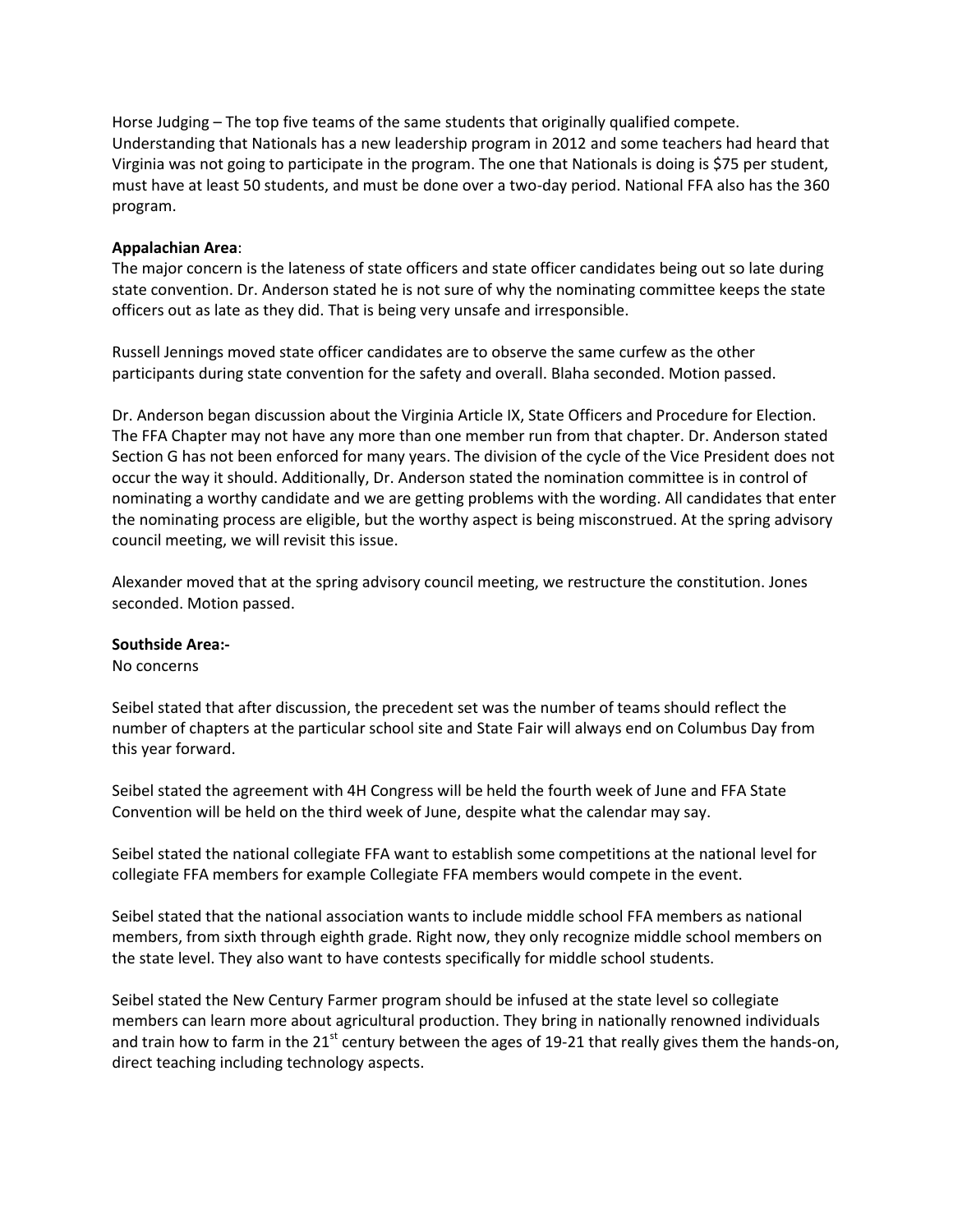Horse Judging – The top five teams of the same students that originally qualified compete. Understanding that Nationals has a new leadership program in 2012 and some teachers had heard that Virginia was not going to participate in the program. The one that Nationals is doing is $75 per student, must have at least 50 students, and must be done over a two-day period. National FFA also has the 360 program.

**Appalachian Area**:
The major concern is the lateness of state officers and state officer candidates being out so late during state convention. Dr. Anderson stated he is not sure of why the nominating committee keeps the state officers out as late as they did. That is being very unsafe and irresponsible.

Russell Jennings moved state officer candidates are to observe the same curfew as the other participants during state convention for the safety and overall. Blaha seconded. Motion passed.

Dr. Anderson began discussion about the Virginia Article IX, State Officers and Procedure for Election. The FFA Chapter may not have any more than one member run from that chapter. Dr. Anderson stated Section G has not been enforced for many years. The division of the cycle of the Vice President does not occur the way it should. Additionally, Dr. Anderson stated the nomination committee is in control of nominating a worthy candidate and we are getting problems with the wording. All candidates that enter the nominating process are eligible, but the worthy aspect is being misconstrued. At the spring advisory council meeting, we will revisit this issue.

Alexander moved that at the spring advisory council meeting, we restructure the constitution. Jones seconded. Motion passed.

**Southside Area:-**
No concerns

Seibel stated that after discussion, the precedent set was the number of teams should reflect the number of chapters at the particular school site and State Fair will always end on Columbus Day from this year forward.

Seibel stated the agreement with 4H Congress will be held the fourth week of June and FFA State Convention will be held on the third week of June, despite what the calendar may say.

Seibel stated the national collegiate FFA want to establish some competitions at the national level for collegiate FFA members for example Collegiate FFA members would compete in the event.

Seibel stated that the national association wants to include middle school FFA members as national members, from sixth through eighth grade. Right now, they only recognize middle school members on the state level. They also want to have contests specifically for middle school students.

Seibel stated the New Century Farmer program should be infused at the state level so collegiate members can learn more about agricultural production. They bring in nationally renowned individuals and train how to farm in the 21st century between the ages of 19-21 that really gives them the hands-on, direct teaching including technology aspects.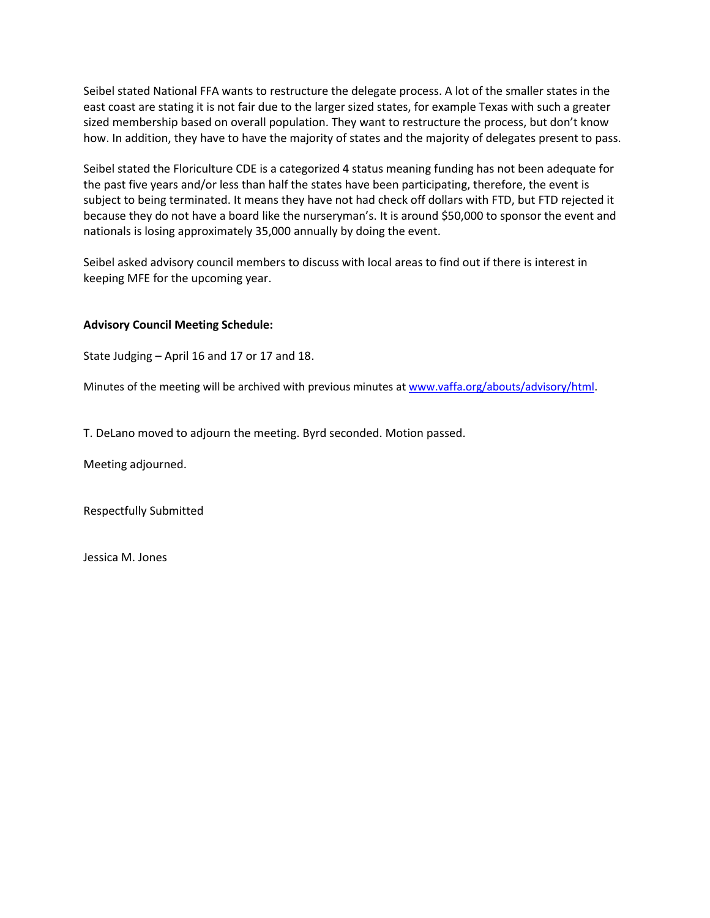Seibel stated National FFA wants to restructure the delegate process. A lot of the smaller states in the east coast are stating it is not fair due to the larger sized states, for example Texas with such a greater sized membership based on overall population. They want to restructure the process, but don't know how. In addition, they have to have the majority of states and the majority of delegates present to pass.

Seibel stated the Floriculture CDE is a categorized 4 status meaning funding has not been adequate for the past five years and/or less than half the states have been participating, therefore, the event is subject to being terminated. It means they have not had check off dollars with FTD, but FTD rejected it because they do not have a board like the nurseryman's. It is around $50,000 to sponsor the event and nationals is losing approximately 35,000 annually by doing the event.

Seibel asked advisory council members to discuss with local areas to find out if there is interest in keeping MFE for the upcoming year.

**Advisory Council Meeting Schedule:**

State Judging – April 16 and 17 or 17 and 18.

Minutes of the meeting will be archived with previous minutes at [www.vaffa.org/abouts/advisory/html](www.vaffa.org/abouts/advisory/html).

T. DeLano moved to adjourn the meeting. Byrd seconded. Motion passed.

Meeting adjourned.

Respectfully Submitted

Jessica M. Jones